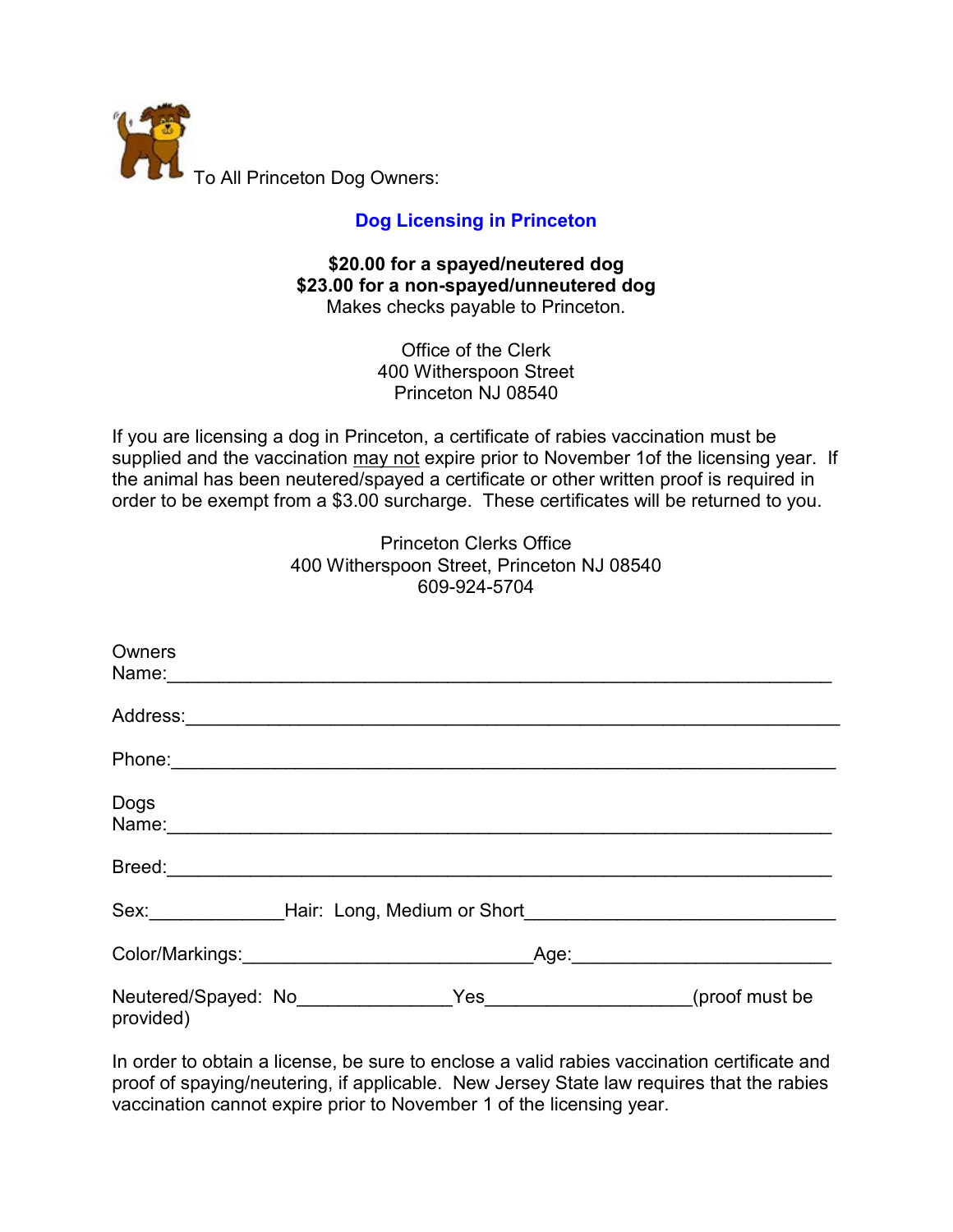To All Princeton Dog Owners:

## Dog Licensing in Princeton

**$20.00 for a spayed/neutered dog**
**$23.00 for a non-spayed/unneutered dog**
Makes checks payable to Princeton.

Office of the Clerk
400 Witherspoon Street
Princeton NJ 08540

If you are licensing a dog in Princeton, a certificate of rabies vaccination must be supplied and the vaccination may not expire prior to November 1of the licensing year. If the animal has been neutered/spayed a certificate or other written proof is required in order to be exempt from a $3.00 surcharge. These certificates will be returned to you.

Princeton Clerks Office
400 Witherspoon Street, Princeton NJ 08540
609-924-5704

Owners Name:_______________________________________________________________

Address:____________________________________________________________________

Phone:______________________________________________________________________

Dogs Name:__________________________________________________________________

Breed:______________________________________________________________________

Sex:_____________Hair: Long, Medium or Short_____________________________

Color/Markings:____________________________Age:________________________

Neutered/Spayed: No______________Yes___________________(proof must be provided)

In order to obtain a license, be sure to enclose a valid rabies vaccination certificate and proof of spaying/neutering, if applicable. New Jersey State law requires that the rabies vaccination cannot expire prior to November 1 of the licensing year.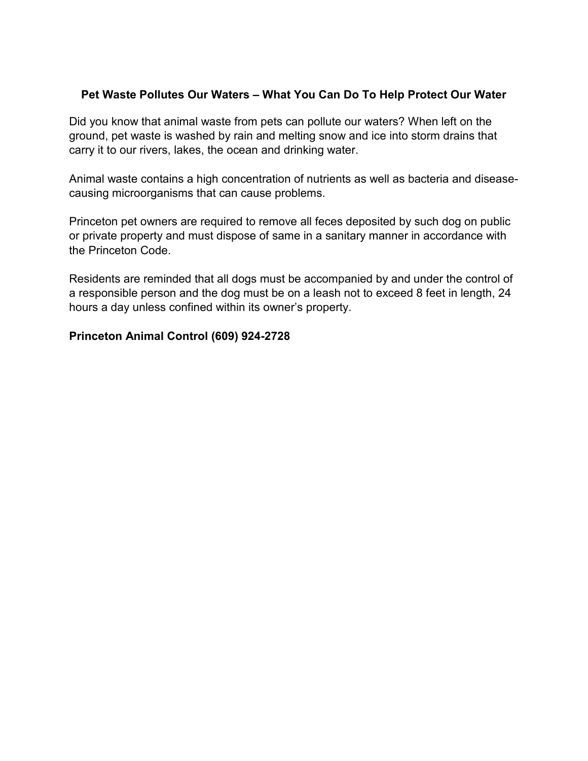## Pet Waste Pollutes Our Waters – What You Can Do To Help Protect Our Water

Did you know that animal waste from pets can pollute our waters? When left on the ground, pet waste is washed by rain and melting snow and ice into storm drains that carry it to our rivers, lakes, the ocean and drinking water.

Animal waste contains a high concentration of nutrients as well as bacteria and disease-causing microorganisms that can cause problems.

Princeton pet owners are required to remove all feces deposited by such dog on public or private property and must dispose of same in a sanitary manner in accordance with the Princeton Code.

Residents are reminded that all dogs must be accompanied by and under the control of a responsible person and the dog must be on a leash not to exceed 8 feet in length, 24 hours a day unless confined within its owner's property.

**Princeton Animal Control (609) 924-2728**